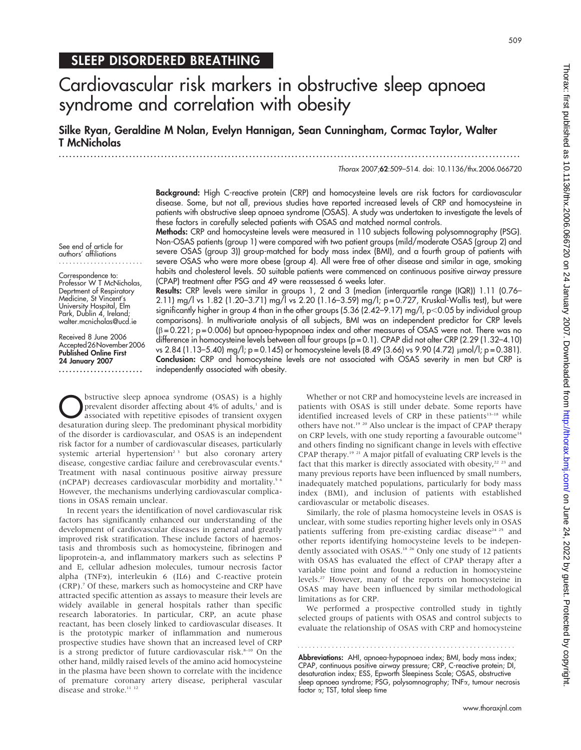SLEEP DISORDERED BREATHING

# Cardiovascular risk markers in obstructive sleep apnoea syndrome and correlation with obesity

**Silke Ryan, Geraldine M Nolan, Evelyn Hannigan, Sean Cunningham, Cormac Taylor, Walter T McNicholas**

*Thorax* 2007;**62**:509–514. doi: 10.1136/thx.2006.066720

See end of article for authors' affiliations

Correspondence to: Professor W T McNicholas, Deprtment of Respiratory Medicine, St Vincent's University Hospital, Elm Park, Dublin 4, Ireland; walter.mcnicholas@ucd.ie

Received 8 June 2006
Accepted 26 November 2006
**Published Online First 24 January 2007**

**Background:** High C-reactive protein (CRP) and homocysteine levels are risk factors for cardiovascular disease. Some, but not all, previous studies have reported increased levels of CRP and homocysteine in patients with obstructive sleep apnoea syndrome (OSAS). A study was undertaken to investigate the levels of these factors in carefully selected patients with OSAS and matched normal controls.

**Methods:** CRP and homocysteine levels were measured in 110 subjects following polysomnography (PSG). Non-OSAS patients (group 1) were compared with two patient groups (mild/moderate OSAS (group 2) and severe OSAS (group 3)) group-matched for body mass index (BMI), and a fourth group of patients with severe OSAS who were more obese (group 4). All were free of other disease and similar in age, smoking habits and cholesterol levels. 50 suitable patients were commenced on continuous positive airway pressure (CPAP) treatment after PSG and 49 were reassessed 6 weeks later.

**Results:** CRP levels were similar in groups 1, 2 and 3 (median (interquartile range (IQR)) 1.11 (0.76–2.11) mg/l vs 1.82 (1.20–3.71) mg/l vs 2.20 (1.16–3.59) mg/l; p = 0.727, Kruskal-Wallis test), but were significantly higher in group 4 than in the other groups (5.36 (2.42–9.17) mg/l, $p<0.05$ by individual group comparisons). In multivariate analysis of all subjects, BMI was an independent predictor for CRP levels ($\beta = 0.221$; p = 0.006) but apnoea-hypopnoea index and other measures of OSAS were not. There was no difference in homocysteine levels between all four groups (p = 0.1). CPAP did not alter CRP (2.29 (1.32–4.10) vs 2.84 (1.13–5.40) mg/l; p = 0.145) or homocysteine levels (8.49 (3.66) vs 9.90 (4.72) μmol/l; p = 0.381).

**Conclusion:** CRP and homocysteine levels are not associated with OSAS severity in men but CRP is independently associated with obesity.

Obstructive sleep apnoea syndrome (OSAS) is a highly prevalent disorder affecting about 4% of adults,[1] and is associated with repetitive episodes of transient oxygen desaturation during sleep. The predominant physical morbidity of the disorder is cardiovascular, and OSAS is an independent risk factor for a number of cardiovascular diseases, particularly systemic arterial hypertension[2 3] but also coronary artery disease, congestive cardiac failure and cerebrovascular events.[4] Treatment with nasal continuous positive airway pressure (nCPAP) decreases cardiovascular morbidity and mortality.[5 6] However, the mechanisms underlying cardiovascular complications in OSAS remain unclear.

In recent years the identification of novel cardiovascular risk factors has significantly enhanced our understanding of the development of cardiovascular diseases in general and greatly improved risk stratification. These include factors of haemostasis and thrombosis such as homocysteine, fibrinogen and lipoprotein-a, and inflammatory markers such as selectins P and E, cellular adhesion molecules, tumour necrosis factor alpha (TNFα), interleukin 6 (IL6) and C-reactive protein (CRP).[7] Of these, markers such as homocysteine and CRP have attracted specific attention as assays to measure their levels are widely available in general hospitals rather than specific research laboratories. In particular, CRP, an acute phase reactant, has been closely linked to cardiovascular diseases. It is the prototypic marker of inflammation and numerous prospective studies have shown that an increased level of CRP is a strong predictor of future cardiovascular risk.[8–10] On the other hand, mildly raised levels of the amino acid homocysteine in the plasma have been shown to correlate with the incidence of premature coronary artery disease, peripheral vascular disease and stroke.[11 12]

Whether or not CRP and homocysteine levels are increased in patients with OSAS is still under debate. Some reports have identified increased levels of CRP in these patients[13–18] while others have not.[19 20] Also unclear is the impact of CPAP therapy on CRP levels, with one study reporting a favourable outcome[14] and others finding no significant change in levels with effective CPAP therapy.[19 21] A major pitfall of evaluating CRP levels is the fact that this marker is directly associated with obesity,[22 23] and many previous reports have been influenced by small numbers, inadequately matched populations, particularly for body mass index (BMI), and inclusion of patients with established cardiovascular or metabolic diseases.

Similarly, the role of plasma homocysteine levels in OSAS is unclear, with some studies reporting higher levels only in OSAS patients suffering from pre-existing cardiac disease[24 25] and other reports identifying homocysteine levels to be independently associated with OSAS.[18 26] Only one study of 12 patients with OSAS has evaluated the effect of CPAP therapy after a variable time point and found a reduction in homocysteine levels.[27] However, many of the reports on homocysteine in OSAS may have been influenced by similar methodological limitations as for CRP.

We performed a prospective controlled study in tightly selected groups of patients with OSAS and control subjects to evaluate the relationship of OSAS with CRP and homocysteine

**Abbreviations:** AHI, apnoea-hypopnoea index; BMI, body mass index; CPAP, continuous positive airway pressure; CRP, C-reactive protein; DI, desaturation index; ESS, Epworth Sleepiness Scale; OSAS, obstructive sleep apnoea syndrome; PSG, polysomnography; TNFα, tumour necrosis factor α; TST, total sleep time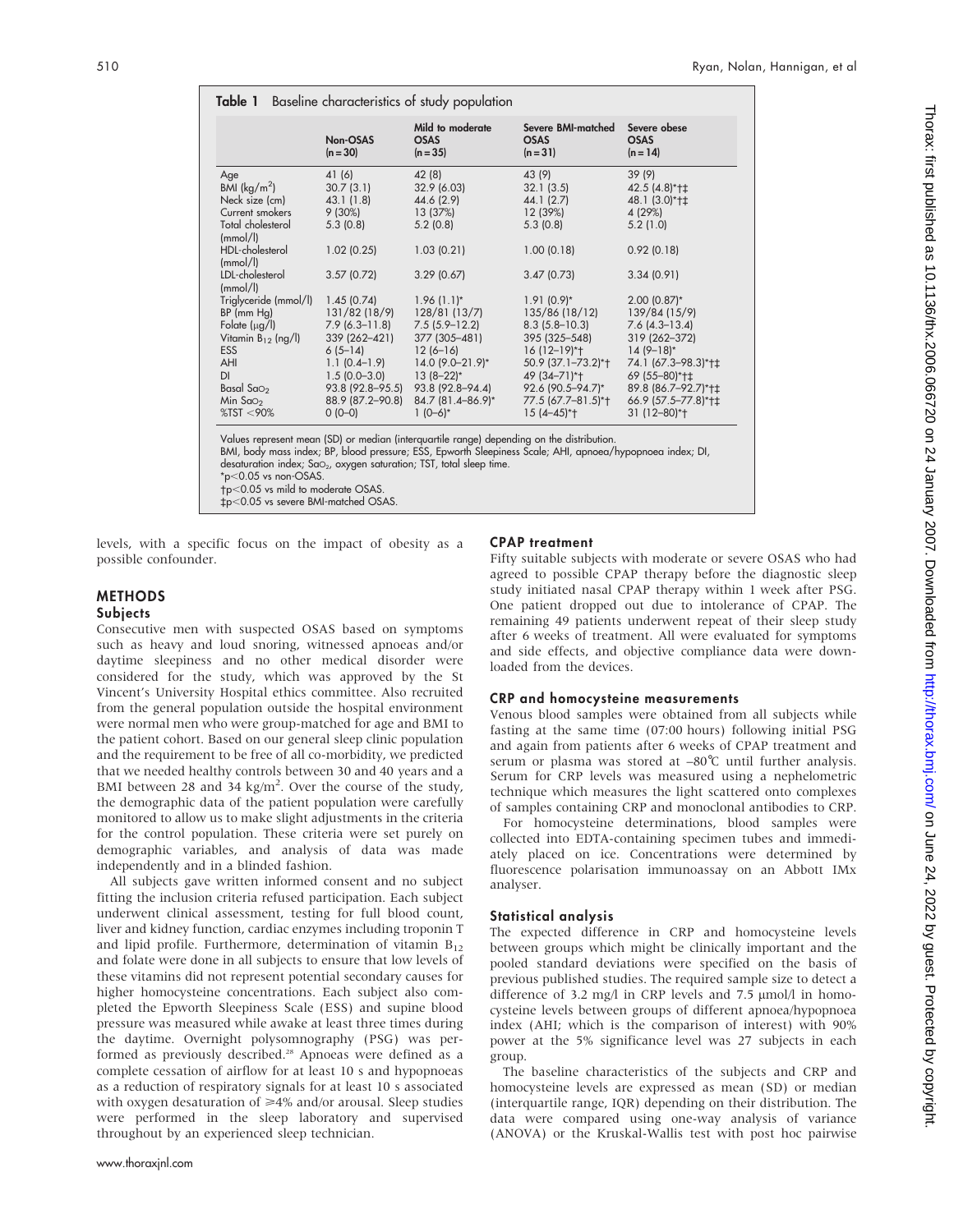**Table 1** Baseline characteristics of study population

| | Non-OSAS (n = 30) | Mild to moderate OSAS (n = 35) | Severe BMI-matched OSAS (n = 31) | Severe obese OSAS (n = 14) |
|---|---|---|---|---|
| Age | 41 (6) | 42 (8) | 43 (9) | 39 (9) |
| BMI (kg/m$^2$) | 30.7 (3.1) | 32.9 (6.03) | 32.1 (3.5) | 42.5 (4.8)*†‡ |
| Neck size (cm) | 43.1 (1.8) | 44.6 (2.9) | 44.1 (2.7) | 48.1 (3.0)*†‡ |
| Current smokers | 9 (30%) | 13 (37%) | 12 (39%) | 4 (29%) |
| Total cholesterol (mmol/l) | 5.3 (0.8) | 5.2 (0.8) | 5.3 (0.8) | 5.2 (1.0) |
| HDL-cholesterol (mmol/l) | 1.02 (0.25) | 1.03 (0.21) | 1.00 (0.18) | 0.92 (0.18) |
| LDL-cholesterol (mmol/l) | 3.57 (0.72) | 3.29 (0.67) | 3.47 (0.73) | 3.34 (0.91) |
| Triglyceride (mmol/l) | 1.45 (0.74) | 1.96 (1.1)* | 1.91 (0.9)* | 2.00 (0.87)* |
| BP (mm Hg) | 131/82 (18/9) | 128/81 (13/7) | 135/86 (18/12) | 139/84 (15/9) |
| Folate (μg/l) | 7.9 (6.3–11.8) | 7.5 (5.9–12.2) | 8.3 (5.8–10.3) | 7.6 (4.3–13.4) |
| Vitamin $B_{12}$ (ng/l) | 339 (262–421) | 377 (305–481) | 395 (325–548) | 319 (262–372) |
| ESS | 6 (5–14) | 12 (6–16) | 16 (12–19)*† | 14 (9–18)* |
| AHI | 1.1 (0.4–1.9) | 14.0 (9.0–21.9)* | 50.9 (37.1–73.2)*† | 74.1 (67.3–98.3)*†‡ |
| DI | 1.5 (0.0–3.0) | 13 (8–22)* | 49 (34–71)*† | 69 (55–80)*†‡ |
| Basal $SaO_2$ | 93.8 (92.8–95.5) | 93.8 (92.8–94.4) | 92.6 (90.5–94.7)* | 89.8 (86.7–92.7)*†‡ |
| Min $SaO_2$ | 88.9 (87.2–90.8) | 84.7 (81.4–86.9)* | 77.5 (67.7–81.5)*† | 66.9 (57.5–77.8)*†‡ |
| %TST <90% | 0 (0–0) | 1 (0–6)* | 15 (4–45)*† | 31 (12–80)*† |

Values represent mean (SD) or median (interquartile range) depending on the distribution.
BMI, body mass index; BP, blood pressure; ESS, Epworth Sleepiness Scale; AHI, apnoea/hypopnoea index; DI, desaturation index; $SaO_2$, oxygen saturation; TST, total sleep time.
*p<0.05 vs non-OSAS.
†p<0.05 vs mild to moderate OSAS.
‡p<0.05 vs severe BMI-matched OSAS.

levels, with a specific focus on the impact of obesity as a possible confounder.

## METHODS

### Subjects

Consecutive men with suspected OSAS based on symptoms such as heavy and loud snoring, witnessed apnoeas and/or daytime sleepiness and no other medical disorder were considered for the study, which was approved by the St Vincent's University Hospital ethics committee. Also recruited from the general population outside the hospital environment were normal men who were group-matched for age and BMI to the patient cohort. Based on our general sleep clinic population and the requirement to be free of all co-morbidity, we predicted that we needed healthy controls between 30 and 40 years and a BMI between 28 and 34 kg/m$^2$. Over the course of the study, the demographic data of the patient population were carefully monitored to allow us to make slight adjustments in the criteria for the control population. These criteria were set purely on demographic variables, and analysis of data was made independently and in a blinded fashion.

All subjects gave written informed consent and no subject fitting the inclusion criteria refused participation. Each subject underwent clinical assessment, testing for full blood count, liver and kidney function, cardiac enzymes including troponin T and lipid profile. Furthermore, determination of vitamin $B_{12}$ and folate were done in all subjects to ensure that low levels of these vitamins did not represent potential secondary causes for higher homocysteine concentrations. Each subject also completed the Epworth Sleepiness Scale (ESS) and supine blood pressure was measured while awake at least three times during the daytime. Overnight polysomnography (PSG) was performed as previously described.[28] Apnoeas were defined as a complete cessation of airflow for at least 10 s and hypopnoeas as a reduction of respiratory signals for at least 10 s associated with oxygen desaturation of ⩾4% and/or arousal. Sleep studies were performed in the sleep laboratory and supervised throughout by an experienced sleep technician.

### CPAP treatment

Fifty suitable subjects with moderate or severe OSAS who had agreed to possible CPAP therapy before the diagnostic sleep study initiated nasal CPAP therapy within 1 week after PSG. One patient dropped out due to intolerance of CPAP. The remaining 49 patients underwent repeat of their sleep study after 6 weeks of treatment. All were evaluated for symptoms and side effects, and objective compliance data were downloaded from the devices.

### CRP and homocysteine measurements

Venous blood samples were obtained from all subjects while fasting at the same time (07:00 hours) following initial PSG and again from patients after 6 weeks of CPAP treatment and serum or plasma was stored at –80°C until further analysis. Serum for CRP levels was measured using a nephelometric technique which measures the light scattered onto complexes of samples containing CRP and monoclonal antibodies to CRP.

For homocysteine determinations, blood samples were collected into EDTA-containing specimen tubes and immediately placed on ice. Concentrations were determined by fluorescence polarisation immunoassay on an Abbott IMx analyser.

### Statistical analysis

The expected difference in CRP and homocysteine levels between groups which might be clinically important and the pooled standard deviations were specified on the basis of previous published studies. The required sample size to detect a difference of 3.2 mg/l in CRP levels and 7.5 μmol/l in homocysteine levels between groups of different apnoea/hypopnoea index (AHI; which is the comparison of interest) with 90% power at the 5% significance level was 27 subjects in each group.

The baseline characteristics of the subjects and CRP and homocysteine levels are expressed as mean (SD) or median (interquartile range, IQR) depending on their distribution. The data were compared using one-way analysis of variance (ANOVA) or the Kruskal-Wallis test with post hoc pairwise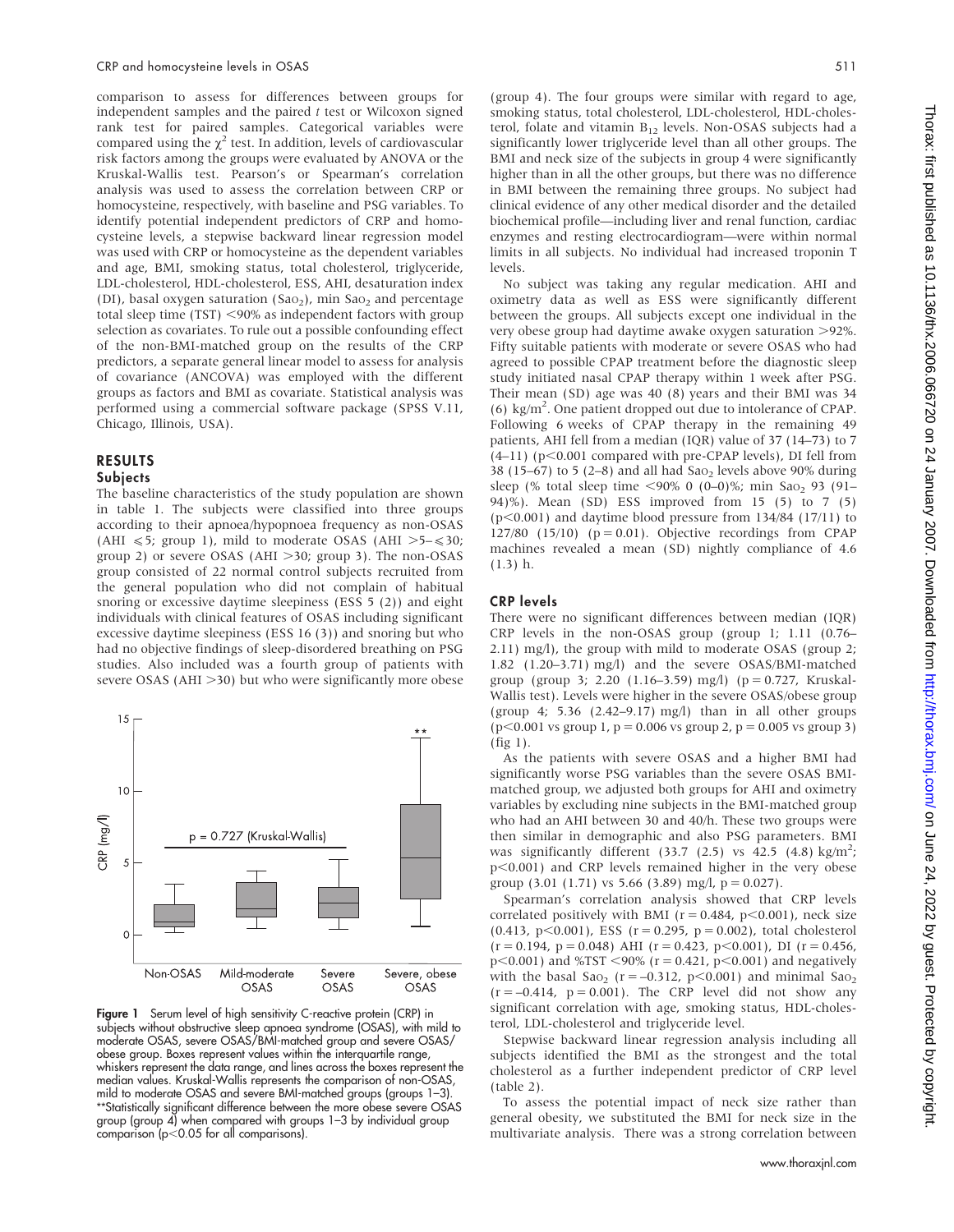comparison to assess for differences between groups for independent samples and the paired $t$ test or Wilcoxon signed rank test for paired samples. Categorical variables were compared using the $\chi^2$ test. In addition, levels of cardiovascular risk factors among the groups were evaluated by ANOVA or the Kruskal-Wallis test. Pearson's or Spearman's correlation analysis was used to assess the correlation between CRP or homocysteine, respectively, with baseline and PSG variables. To identify potential independent predictors of CRP and homocysteine levels, a stepwise backward linear regression model was used with CRP or homocysteine as the dependent variables and age, BMI, smoking status, total cholesterol, triglyceride, LDL-cholesterol, HDL-cholesterol, ESS, AHI, desaturation index (DI), basal oxygen saturation ($Sao_2$), min $Sao_2$ and percentage total sleep time (TST) <90% as independent factors with group selection as covariates. To rule out a possible confounding effect of the non-BMI-matched group on the results of the CRP predictors, a separate general linear model to assess for analysis of covariance (ANCOVA) was employed with the different groups as factors and BMI as covariate. Statistical analysis was performed using a commercial software package (SPSS V.11, Chicago, Illinois, USA).

## RESULTS

### Subjects

The baseline characteristics of the study population are shown in table 1. The subjects were classified into three groups according to their apnoea/hypopnoea frequency as non-OSAS (AHI $\leqslant 5$; group 1), mild to moderate OSAS (AHI $>5-\leqslant 30$; group 2) or severe OSAS (AHI $>30$; group 3). The non-OSAS group consisted of 22 normal control subjects recruited from the general population who did not complain of habitual snoring or excessive daytime sleepiness (ESS 5 (2)) and eight individuals with clinical features of OSAS including significant excessive daytime sleepiness (ESS 16 (3)) and snoring but who had no objective findings of sleep-disordered breathing on PSG studies. Also included was a fourth group of patients with severe OSAS (AHI $>30$) but who were significantly more obese (group 4). The four groups were similar with regard to age, smoking status, total cholesterol, LDL-cholesterol, HDL-cholesterol, folate and vitamin $B_{12}$ levels. Non-OSAS subjects had a significantly lower triglyceride level than all other groups. The BMI and neck size of the subjects in group 4 were significantly higher than in all the other groups, but there was no difference in BMI between the remaining three groups. No subject had clinical evidence of any other medical disorder and the detailed biochemical profile—including liver and renal function, cardiac enzymes and resting electrocardiogram—were within normal limits in all subjects. No individual had increased troponin T levels.

No subject was taking any regular medication. AHI and oximetry data as well as ESS were significantly different between the groups. All subjects except one individual in the very obese group had daytime awake oxygen saturation >92%. Fifty suitable patients with moderate or severe OSAS who had agreed to possible CPAP treatment before the diagnostic sleep study initiated nasal CPAP therapy within 1 week after PSG. Their mean (SD) age was 40 (8) years and their BMI was 34 (6) $kg/m^2$. One patient dropped out due to intolerance of CPAP. Following 6 weeks of CPAP therapy in the remaining 49 patients, AHI fell from a median (IQR) value of 37 (14–73) to 7 (4–11) ($p<0.001$ compared with pre-CPAP levels), DI fell from 38 (15–67) to 5 (2–8) and all had $Sao_2$ levels above 90% during sleep (% total sleep time <90% 0 (0–0)%; min $Sao_2$ 93 (91–94)%). Mean (SD) ESS improved from 15 (5) to 7 (5) ($p<0.001$) and daytime blood pressure from 134/84 (17/11) to 127/80 (15/10) ($p = 0.01$). Objective recordings from CPAP machines revealed a mean (SD) nightly compliance of 4.6 (1.3) h.

Figure 1 Serum level of high sensitivity C-reactive protein (CRP) in subjects without obstructive sleep apnoea syndrome (OSAS), with mild to moderate OSAS, severe OSAS/BMI-matched group and severe OSAS/obese group. Boxes represent values within the interquartile range, whiskers represent the data range, and lines across the boxes represent the median values. Kruskal-Wallis represents the comparison of non-OSAS, mild to moderate OSAS and severe BMI-matched groups (groups 1–3). **Statistically significant difference between the more obese severe OSAS group (group 4) when compared with groups 1–3 by individual group comparison ($p<0.05$ for all comparisons).

### CRP levels

There were no significant differences between median (IQR) CRP levels in the non-OSAS group (group 1; 1.11 (0.76–2.11) mg/l), the group with mild to moderate OSAS (group 2; 1.82 (1.20–3.71) mg/l) and the severe OSAS/BMI-matched group (group 3; 2.20 (1.16–3.59) mg/l) ($p = 0.727$, Kruskal-Wallis test). Levels were higher in the severe OSAS/obese group (group 4; 5.36 (2.42–9.17) mg/l) than in all other groups ($p<0.001$ vs group 1, $p = 0.006$ vs group 2, $p = 0.005$ vs group 3) (fig 1).

As the patients with severe OSAS and a higher BMI had significantly worse PSG variables than the severe OSAS BMI-matched group, we adjusted both groups for AHI and oximetry variables by excluding nine subjects in the BMI-matched group who had an AHI between 30 and 40/h. These two groups were then similar in demographic and also PSG parameters. BMI was significantly different (33.7 (2.5) vs 42.5 (4.8) $kg/m^2$; $p<0.001$) and CRP levels remained higher in the very obese group (3.01 (1.71) vs 5.66 (3.89) mg/l, $p = 0.027$).

Spearman's correlation analysis showed that CRP levels correlated positively with BMI ($r = 0.484$, $p<0.001$), neck size (0.413, $p<0.001$), ESS ($r = 0.295$, $p = 0.002$), total cholesterol ($r = 0.194$, $p = 0.048$) AHI ($r = 0.423$, $p<0.001$), DI ($r = 0.456$, $p<0.001$) and %TST <90% ($r = 0.421$, $p<0.001$) and negatively with the basal $Sao_2$ ($r = -0.312$, $p<0.001$) and minimal $Sao_2$ ($r = -0.414$, $p = 0.001$). The CRP level did not show any significant correlation with age, smoking status, HDL-cholesterol, LDL-cholesterol and triglyceride level.

Stepwise backward linear regression analysis including all subjects identified the BMI as the strongest and the total cholesterol as a further independent predictor of CRP level (table 2).

To assess the potential impact of neck size rather than general obesity, we substituted the BMI for neck size in the multivariate analysis. There was a strong correlation between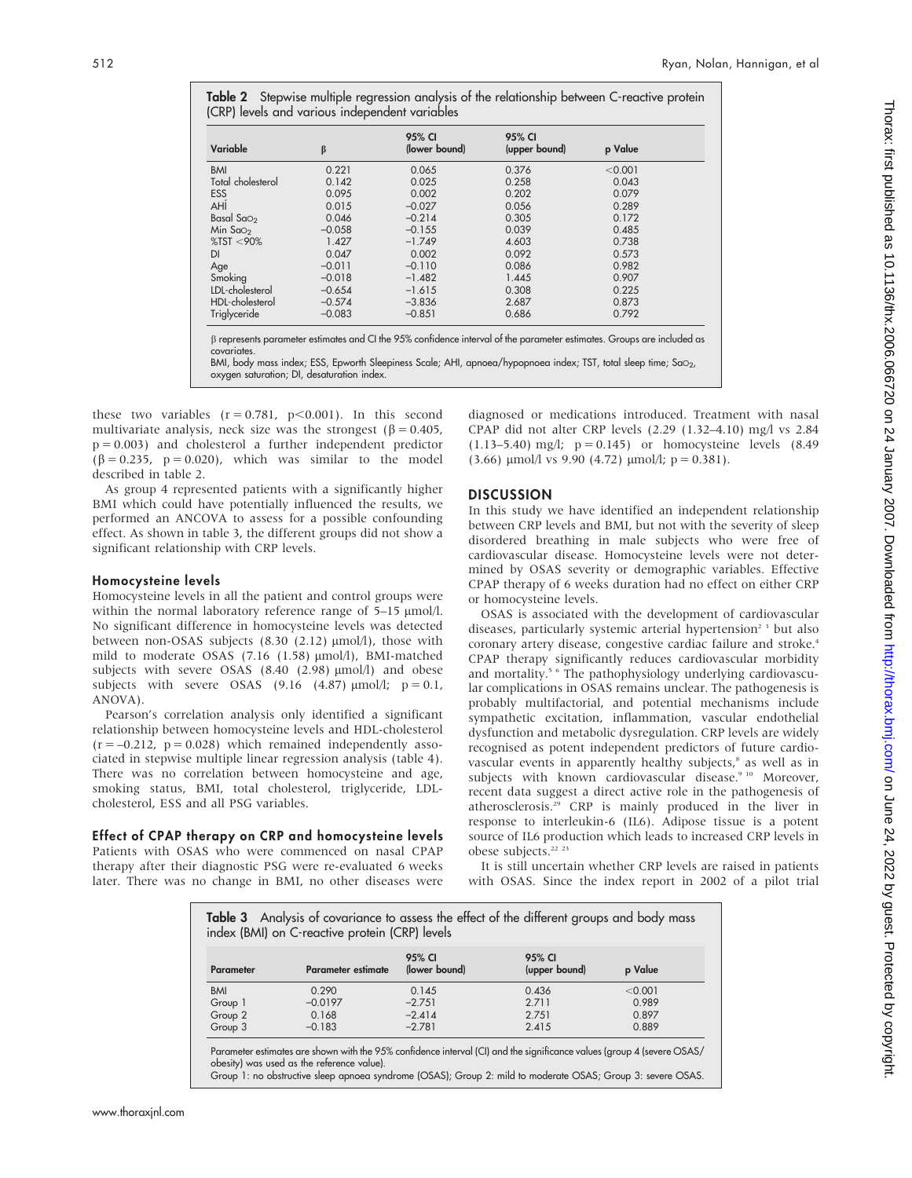**Table 2** Stepwise multiple regression analysis of the relationship between C-reactive protein (CRP) levels and various independent variables

| Variable | β | 95% CI (lower bound) | 95% CI (upper bound) | p Value |
|---|---|---|---|---|
| BMI | 0.221 | 0.065 | 0.376 | <0.001 |
| Total cholesterol | 0.142 | 0.025 | 0.258 | 0.043 |
| ESS | 0.095 | 0.002 | 0.202 | 0.079 |
| AHI | 0.015 | −0.027 | 0.056 | 0.289 |
| Basal $SaO_2$ | 0.046 | −0.214 | 0.305 | 0.172 |
| Min $SaO_2$ | −0.058 | −0.155 | 0.039 | 0.485 |
| %TST <90% | 1.427 | −1.749 | 4.603 | 0.738 |
| DI | 0.047 | 0.002 | 0.092 | 0.573 |
| Age | −0.011 | −0.110 | 0.086 | 0.982 |
| Smoking | −0.018 | −1.482 | 1.445 | 0.907 |
| LDL-cholesterol | −0.654 | −1.615 | 0.308 | 0.225 |
| HDL-cholesterol | −0.574 | −3.836 | 2.687 | 0.873 |
| Triglyceride | −0.083 | −0.851 | 0.686 | 0.792 |

β represents parameter estimates and CI the 95% confidence interval of the parameter estimates. Groups are included as covariates.
BMI, body mass index; ESS, Epworth Sleepiness Scale; AHI, apnoea/hypopnoea index; TST, total sleep time; $SaO_2$, oxygen saturation; DI, desaturation index.

these two variables ($r = 0.781$, $p<0.001$). In this second multivariate analysis, neck size was the strongest ($\beta = 0.405$, $p = 0.003$) and cholesterol a further independent predictor ($\beta = 0.235$, $p = 0.020$), which was similar to the model described in table 2.

As group 4 represented patients with a significantly higher BMI which could have potentially influenced the results, we performed an ANCOVA to assess for a possible confounding effect. As shown in table 3, the different groups did not show a significant relationship with CRP levels.

### Homocysteine levels

Homocysteine levels in all the patient and control groups were within the normal laboratory reference range of 5–15 μmol/l. No significant difference in homocysteine levels was detected between non-OSAS subjects (8.30 (2.12) μmol/l), those with mild to moderate OSAS (7.16 (1.58) μmol/l), BMI-matched subjects with severe OSAS (8.40 (2.98) μmol/l) and obese subjects with severe OSAS (9.16 (4.87) μmol/l; $p = 0.1$, ANOVA).

Pearson's correlation analysis only identified a significant relationship between homocysteine levels and HDL-cholesterol ($r = -0.212$, $p = 0.028$) which remained independently associated in stepwise multiple linear regression analysis (table 4). There was no correlation between homocysteine and age, smoking status, BMI, total cholesterol, triglyceride, LDL-cholesterol, ESS and all PSG variables.

### Effect of CPAP therapy on CRP and homocysteine levels

Patients with OSAS who were commenced on nasal CPAP therapy after their diagnostic PSG were re-evaluated 6 weeks later. There was no change in BMI, no other diseases were diagnosed or medications introduced. Treatment with nasal CPAP did not alter CRP levels (2.29 (1.32–4.10) mg/l vs 2.84 (1.13–5.40) mg/l; $p = 0.145$) or homocysteine levels (8.49 (3.66) μmol/l vs 9.90 (4.72) μmol/l; $p = 0.381$).

## DISCUSSION

In this study we have identified an independent relationship between CRP levels and BMI, but not with the severity of sleep disordered breathing in male subjects who were free of cardiovascular disease. Homocysteine levels were not determined by OSAS severity or demographic variables. Effective CPAP therapy of 6 weeks duration had no effect on either CRP or homocysteine levels.

OSAS is associated with the development of cardiovascular diseases, particularly systemic arterial hypertension[2 3] but also coronary artery disease, congestive cardiac failure and stroke.[4] CPAP therapy significantly reduces cardiovascular morbidity and mortality.[5 6] The pathophysiology underlying cardiovascular complications in OSAS remains unclear. The pathogenesis is probably multifactorial, and potential mechanisms include sympathetic excitation, inflammation, vascular endothelial dysfunction and metabolic dysregulation. CRP levels are widely recognised as potent independent predictors of future cardiovascular events in apparently healthy subjects,[8] as well as in subjects with known cardiovascular disease.[9 10] Moreover, recent data suggest a direct active role in the pathogenesis of atherosclerosis.[29] CRP is mainly produced in the liver in response to interleukin-6 (IL6). Adipose tissue is a potent source of IL6 production which leads to increased CRP levels in obese subjects.[22 23]

It is still uncertain whether CRP levels are raised in patients with OSAS. Since the index report in 2002 of a pilot trial

**Table 3** Analysis of covariance to assess the effect of the different groups and body mass index (BMI) on C-reactive protein (CRP) levels

| Parameter | Parameter estimate | 95% CI (lower bound) | 95% CI (upper bound) | p Value |
|---|---|---|---|---|
| BMI | 0.290 | 0.145 | 0.436 | <0.001 |
| Group 1 | −0.0197 | −2.751 | 2.711 | 0.989 |
| Group 2 | 0.168 | −2.414 | 2.751 | 0.897 |
| Group 3 | −0.183 | −2.781 | 2.415 | 0.889 |

Parameter estimates are shown with the 95% confidence interval (CI) and the significance values (group 4 (severe OSAS/obesity) was used as the reference value).
Group 1: no obstructive sleep apnoea syndrome (OSAS); Group 2: mild to moderate OSAS; Group 3: severe OSAS.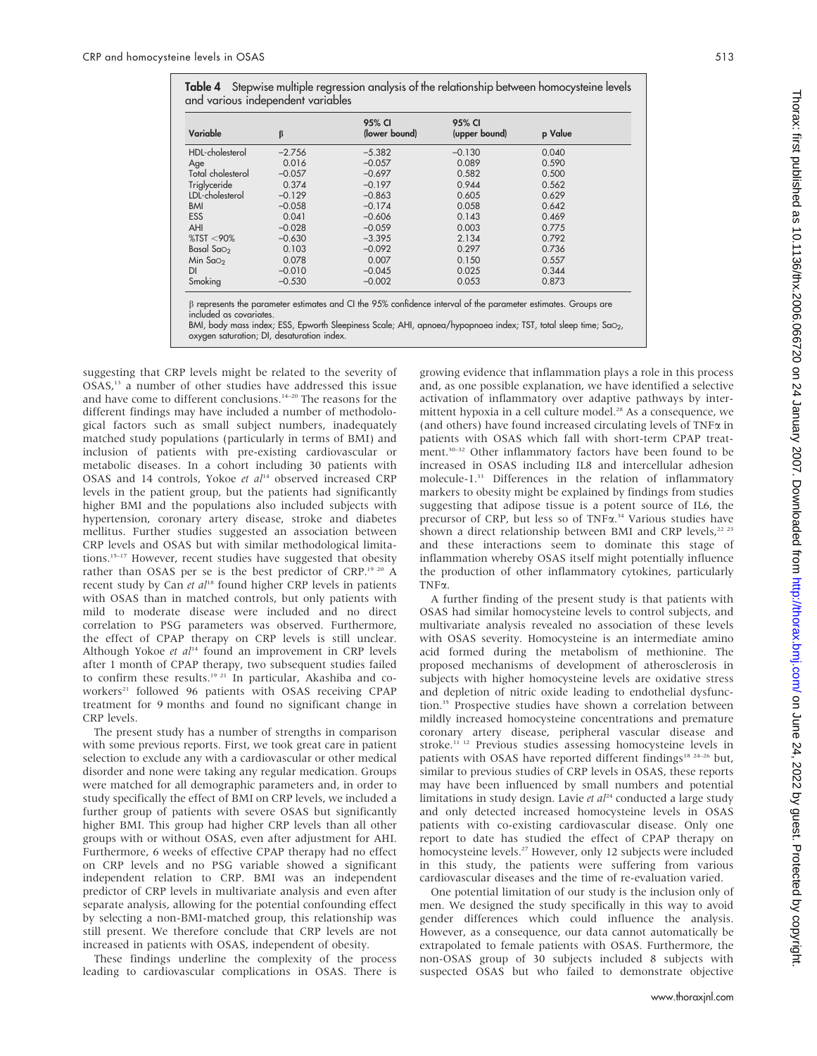**Table 4** Stepwise multiple regression analysis of the relationship between homocysteine levels and various independent variables

| Variable | β | 95% CI (lower bound) | 95% CI (upper bound) | p Value |
|---|---|---|---|---|
| HDL-cholesterol | −2.756 | −5.382 | −0.130 | 0.040 |
| Age | 0.016 | −0.057 | 0.089 | 0.590 |
| Total cholesterol | −0.057 | −0.697 | 0.582 | 0.500 |
| Triglyceride | 0.374 | −0.197 | 0.944 | 0.562 |
| LDL-cholesterol | −0.129 | −0.863 | 0.605 | 0.629 |
| BMI | −0.058 | −0.174 | 0.058 | 0.642 |
| ESS | 0.041 | −0.606 | 0.143 | 0.469 |
| AHI | −0.028 | −0.059 | 0.003 | 0.775 |
| %TST <90% | −0.630 | −3.395 | 2.134 | 0.792 |
| Basal $SaO_2$ | 0.103 | −0.092 | 0.297 | 0.736 |
| Min $SaO_2$ | 0.078 | 0.007 | 0.150 | 0.557 |
| DI | −0.010 | −0.045 | 0.025 | 0.344 |
| Smoking | −0.530 | −0.002 | 0.053 | 0.873 |

β represents the parameter estimates and CI the 95% confidence interval of the parameter estimates. Groups are included as covariates.

BMI, body mass index; ESS, Epworth Sleepiness Scale; AHI, apnoea/hypopnoea index; TST, total sleep time; $SaO_2$, oxygen saturation; DI, desaturation index.

suggesting that CRP levels might be related to the severity of OSAS,[13] a number of other studies have addressed this issue and have come to different conclusions.[14–20] The reasons for the different findings may have included a number of methodological factors such as small subject numbers, inadequately matched study populations (particularly in terms of BMI) and inclusion of patients with pre-existing cardiovascular or metabolic diseases. In a cohort including 30 patients with OSAS and 14 controls, Yokoe *et al*[14] observed increased CRP levels in the patient group, but the patients had significantly higher BMI and the populations also included subjects with hypertension, coronary artery disease, stroke and diabetes mellitus. Further studies suggested an association between CRP levels and OSAS but with similar methodological limitations.[15–17] However, recent studies have suggested that obesity rather than OSAS per se is the best predictor of CRP.[19 20] A recent study by Can *et al*[18] found higher CRP levels in patients with OSAS than in matched controls, but only patients with mild to moderate disease were included and no direct correlation to PSG parameters was observed. Furthermore, the effect of CPAP therapy on CRP levels is still unclear. Although Yokoe *et al*[14] found an improvement in CRP levels after 1 month of CPAP therapy, two subsequent studies failed to confirm these results.[19 21] In particular, Akashiba and coworkers[21] followed 96 patients with OSAS receiving CPAP treatment for 9 months and found no significant change in CRP levels.

The present study has a number of strengths in comparison with some previous reports. First, we took great care in patient selection to exclude any with a cardiovascular or other medical disorder and none were taking any regular medication. Groups were matched for all demographic parameters and, in order to study specifically the effect of BMI on CRP levels, we included a further group of patients with severe OSAS but significantly higher BMI. This group had higher CRP levels than all other groups with or without OSAS, even after adjustment for AHI. Furthermore, 6 weeks of effective CPAP therapy had no effect on CRP levels and no PSG variable showed a significant independent relation to CRP. BMI was an independent predictor of CRP levels in multivariate analysis and even after separate analysis, allowing for the potential confounding effect by selecting a non-BMI-matched group, this relationship was still present. We therefore conclude that CRP levels are not increased in patients with OSAS, independent of obesity.

These findings underline the complexity of the process leading to cardiovascular complications in OSAS. There is growing evidence that inflammation plays a role in this process and, as one possible explanation, we have identified a selective activation of inflammatory over adaptive pathways by intermittent hypoxia in a cell culture model.[28] As a consequence, we (and others) have found increased circulating levels of TNFα in patients with OSAS which fall with short-term CPAP treatment.[30–32] Other inflammatory factors have been found to be increased in OSAS including IL8 and intercellular adhesion molecule-1.[33] Differences in the relation of inflammatory markers to obesity might be explained by findings from studies suggesting that adipose tissue is a potent source of IL6, the precursor of CRP, but less so of TNFα.[34] Various studies have shown a direct relationship between BMI and CRP levels,[22 23] and these interactions seem to dominate this stage of inflammation whereby OSAS itself might potentially influence the production of other inflammatory cytokines, particularly TNFα.

A further finding of the present study is that patients with OSAS had similar homocysteine levels to control subjects, and multivariate analysis revealed no association of these levels with OSAS severity. Homocysteine is an intermediate amino acid formed during the metabolism of methionine. The proposed mechanisms of development of atherosclerosis in subjects with higher homocysteine levels are oxidative stress and depletion of nitric oxide leading to endothelial dysfunction.[35] Prospective studies have shown a correlation between mildly increased homocysteine concentrations and premature coronary artery disease, peripheral vascular disease and stroke.[11 12] Previous studies assessing homocysteine levels in patients with OSAS have reported different findings[18 24–26] but, similar to previous studies of CRP levels in OSAS, these reports may have been influenced by small numbers and potential limitations in study design. Lavie *et al*[24] conducted a large study and only detected increased homocysteine levels in OSAS patients with co-existing cardiovascular disease. Only one report to date has studied the effect of CPAP therapy on homocysteine levels.[27] However, only 12 subjects were included in this study, the patients were suffering from various cardiovascular diseases and the time of re-evaluation varied.

One potential limitation of our study is the inclusion only of men. We designed the study specifically in this way to avoid gender differences which could influence the analysis. However, as a consequence, our data cannot automatically be extrapolated to female patients with OSAS. Furthermore, the non-OSAS group of 30 subjects included 8 subjects with suspected OSAS but who failed to demonstrate objective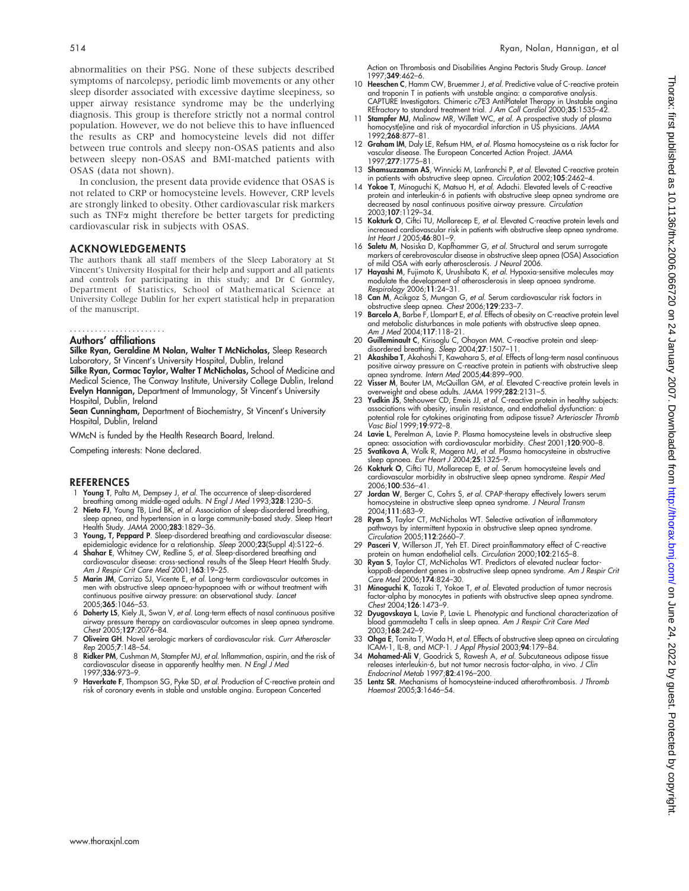abnormalities on their PSG. None of these subjects described symptoms of narcolepsy, periodic limb movements or any other sleep disorder associated with excessive daytime sleepiness, so upper airway resistance syndrome may be the underlying diagnosis. This group is therefore strictly not a normal control population. However, we do not believe this to have influenced the results as CRP and homocysteine levels did not differ between true controls and sleepy non-OSAS patients and also between sleepy non-OSAS and BMI-matched patients with OSAS (data not shown).

In conclusion, the present data provide evidence that OSAS is not related to CRP or homocysteine levels. However, CRP levels are strongly linked to obesity. Other cardiovascular risk markers such as TNF$\alpha$ might therefore be better targets for predicting cardiovascular risk in subjects with OSAS.

## ACKNOWLEDGEMENTS

The authors thank all staff members of the Sleep Laboratory at St Vincent's University Hospital for their help and support and all patients and controls for participating in this study; and Dr C Gormley, Department of Statistics, School of Mathematical Science at University College Dublin for her expert statistical help in preparation of the manuscript.

### Authors' affiliations

**Silke Ryan, Geraldine M Nolan, Walter T McNicholas,** Sleep Research Laboratory, St Vincent's University Hospital, Dublin, Ireland

**Silke Ryan, Cormac Taylor, Walter T McNicholas,** School of Medicine and Medical Science, The Conway Institute, University College Dublin, Ireland

**Evelyn Hannigan,** Department of Immunology, St Vincent's University Hospital, Dublin, Ireland

**Sean Cunningham,** Department of Biochemistry, St Vincent's University Hospital, Dublin, Ireland

WMcN is funded by the Health Research Board, Ireland.

Competing interests: None declared.

## REFERENCES

1. **Young T**, Palta M, Dempsey J, *et al*. The occurrence of sleep-disordered breathing among middle-aged adults. *N Engl J Med* 1993;**328**:1230–5.
2. **Nieto FJ**, Young TB, Lind BK, *et al*. Association of sleep-disordered breathing, sleep apnea, and hypertension in a large community-based study. Sleep Heart Health Study. *JAMA* 2000;**283**:1829–36.
3. **Young, T, Peppard P**. Sleep-disordered breathing and cardiovascular disease: epidemiologic evidence for a relationship. *Sleep* 2000;**23**(Suppl 4):S122–6.
4. **Shahar E**, Whitney CW, Redline S, *et al*. Sleep-disordered breathing and cardiovascular disease: cross-sectional results of the Sleep Heart Health Study. *Am J Respir Crit Care Med* 2001;**163**:19–25.
5. **Marin JM**, Carrizo SJ, Vicente E, *et al*. Long-term cardiovascular outcomes in men with obstructive sleep apnoea-hypopnoea with or without treatment with continuous positive airway pressure: an observational study. *Lancet* 2005;**365**:1046–53.
6. **Doherty LS**, Kiely JL, Swan V, *et al*. Long-term effects of nasal continuous positive airway pressure therapy on cardiovascular outcomes in sleep apnea syndrome. *Chest* 2005;**127**:2076–84.
7. **Oliveira GH**. Novel serologic markers of cardiovascular risk. *Curr Atheroscler Rep* 2005;**7**:148–54.
8. **Ridker PM**, Cushman M, Stampfer MJ, *et al*. Inflammation, aspirin, and the risk of cardiovascular disease in apparently healthy men. *N Engl J Med* 1997;**336**:973–9.
9. **Haverkate F**, Thompson SG, Pyke SD, *et al*. Production of C-reactive protein and risk of coronary events in stable and unstable angina. European Concerted Action on Thrombosis and Disabilities Angina Pectoris Study Group. *Lancet* 1997;**349**:462–6.
10. **Heeschen C**, Hamm CW, Bruemmer J, *et al*. Predictive value of C-reactive protein and troponin T in patients with unstable angina: a comparative analysis. CAPTURE Investigators. Chimeric c7E3 AntiPlatelet Therapy in Unstable angina REfractory to standard treatment trial. *J Am Coll Cardiol* 2000;**35**:1535–42.
11. **Stampfer MJ**, Malinow MR, Willett WC, *et al*. A prospective study of plasma homocyst(e)ine and risk of myocardial infarction in US physicians. *JAMA* 1992;**268**:877–81.
12. **Graham IM**, Daly LE, Refsum HM, *et al*. Plasma homocysteine as a risk factor for vascular disease. The European Concerted Action Project. *JAMA* 1997;**277**:1775–81.
13. **Shamsuzzaman AS**, Winnicki M, Lanfranchi P, *et al*. Elevated C-reactive protein in patients with obstructive sleep apnea. *Circulation* 2002;**105**:2462–4.
14. **Yokoe T**, Minoguchi K, Matsuo H, *et al*. Adachi. Elevated levels of C-reactive protein and interleukin-6 in patients with obstructive sleep apnea syndrome are decreased by nasal continuous positive airway pressure. *Circulation* 2003;**107**:1129–34.
15. **Kokturk O**, Ciftci TU, Mollarecep E, *et al*. Elevated C-reactive protein levels and increased cardiovascular risk in patients with obstructive sleep apnea syndrome. *Int Heart J* 2005;**46**:801–9.
16. **Saletu M**, Nosiska D, Kapfhammer G, *et al*. Structural and serum surrogate markers of cerebrovascular disease in obstructive sleep apnea (OSA) Association of mild OSA with early atherosclerosis. *J Neurol* 2006.
17. **Hayashi M**, Fujimoto K, Urushibata K, *et al*. Hypoxia-sensitive molecules may modulate the development of atherosclerosis in sleep apnoea syndrome. *Respirology* 2006;**11**:24–31.
18. **Can M**, Acikgoz S, Mungan G, *et al*. Serum cardiovascular risk factors in obstructive sleep apnea. *Chest* 2006;**129**:233–7.
19. **Barcelo A**, Barbe F, Llompart E, *et al*. Effects of obesity on C-reactive protein level and metabolic disturbances in male patients with obstructive sleep apnea. *Am J Med* 2004;**117**:118–21.
20. **Guilleminault C**, Kirisoglu C, Ohayon MM. C-reactive protein and sleep-disordered breathing. *Sleep* 2004;**27**:1507–11.
21. **Akashiba T**, Akahoshi T, Kawahara S, *et al*. Effects of long-term nasal continuous positive airway pressure on C-reactive protein in patients with obstructive sleep apnea syndrome. *Intern Med* 2005;**44**:899–900.
22. **Visser M**, Bouter LM, McQuillan GM, *et al*. Elevated C-reactive protein levels in overweight and obese adults. *JAMA* 1999;**282**:2131–5.
23. **Yudkin JS**, Stehouwer CD, Emeis JJ, *et al*. C-reactive protein in healthy subjects: associations with obesity, insulin resistance, and endothelial dysfunction: a potential role for cytokines originating from adipose tissue? *Arterioscler Thromb Vasc Biol* 1999;**19**:972–8.
24. **Lavie L**, Perelman A, Lavie P. Plasma homocysteine levels in obstructive sleep apnea: association with cardiovascular morbidity. *Chest* 2001;**120**:900–8.
25. **Svatikova A**, Wolk R, Magera MJ, *et al*. Plasma homocysteine in obstructive sleep apnoea. *Eur Heart J* 2004;**25**:1325–9.
26. **Kokturk O**, Ciftci TU, Mollarecep E, *et al*. Serum homocysteine levels and cardiovascular morbidity in obstructive sleep apnea syndrome. *Respir Med* 2006;**100**:536–41.
27. **Jordan W**, Berger C, Cohrs S, *et al*. CPAP-therapy effectively lowers serum homocysteine in obstructive sleep apnea syndrome. *J Neural Transm* 2004;**111**:683–9.
28. **Ryan S**, Taylor CT, McNicholas WT. Selective activation of inflammatory pathways by intermittent hypoxia in obstructive sleep apnea syndrome. *Circulation* 2005;**112**:2660–7.
29. **Pasceri V**, Willerson JT, Yeh ET. Direct proinflammatory effect of C-reactive protein on human endothelial cells. *Circulation* 2000;**102**:2165–8.
30. **Ryan S**, Taylor CT, McNicholas WT. Predictors of elevated nuclear factor-kappaB-dependent genes in obstructive sleep apnea syndrome. *Am J Respir Crit Care Med* 2006;**174**:824–30.
31. **Minoguchi K**, Tazaki T, Yokoe T, *et al*. Elevated production of tumor necrosis factor-alpha by monocytes in patients with obstructive sleep apnea syndrome. *Chest* 2004;**126**:1473–9.
32. **Dyugovskaya L**, Lavie P, Lavie L. Phenotypic and functional characterization of blood gammadelta T cells in sleep apnea. *Am J Respir Crit Care Med* 2003;**168**:242–9.
33. **Ohga E**, Tomita T, Wada H, *et al*. Effects of obstructive sleep apnea on circulating ICAM-1, IL-8, and MCP-1. *J Appl Physiol* 2003;**94**:179–84.
34. **Mohamed-Ali V**, Goodrick S, Rawesh A, *et al*. Subcutaneous adipose tissue releases interleukin-6, but not tumor necrosis factor-alpha, in vivo. *J Clin Endocrinol Metab* 1997;**82**:4196–200.
35. **Lentz SR**. Mechanisms of homocysteine-induced atherothrombosis. *J Thromb Haemost* 2005;**3**:1646–54.